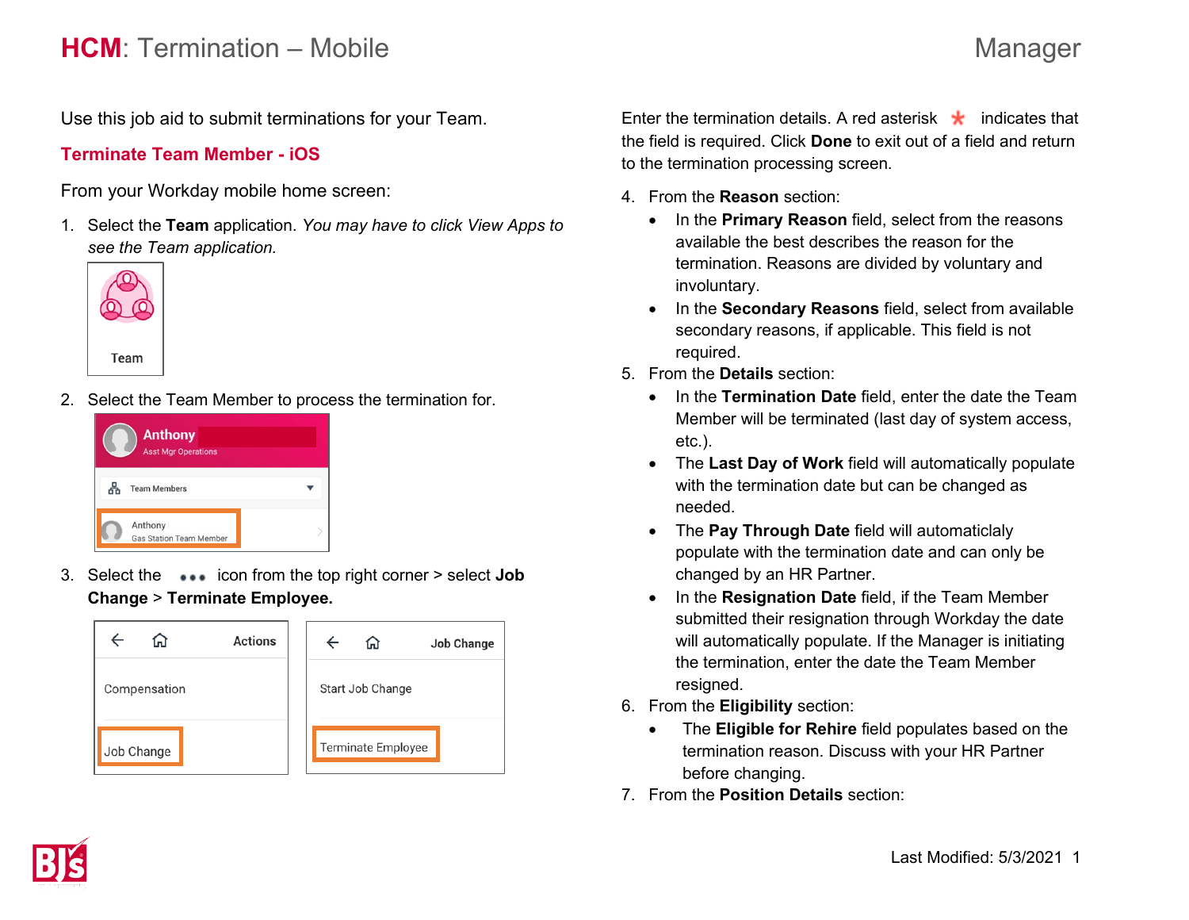# HCM: Termination – Mobile

Manager

Use this job aid to submit terminations for your Team.

## Terminate Team Member - iOS

From your Workday mobile home screen:

1. Select the **Team** application. *You may have to click View Apps to see the Team application.*
2. Select the Team Member to process the termination for.
3. Select the ••• icon from the top right corner > select **Job Change** > **Terminate Employee.**

Enter the termination details. A red asterisk * indicates that the field is required. Click **Done** to exit out of a field and return to the termination processing screen.

4. From the **Reason** section:
   - In the **Primary Reason** field, select from the reasons available the best describes the reason for the termination. Reasons are divided by voluntary and involuntary.
   - In the **Secondary Reasons** field, select from available secondary reasons, if applicable. This field is not required.
5. From the **Details** section:
   - In the **Termination Date** field, enter the date the Team Member will be terminated (last day of system access, etc.).
   - The **Last Day of Work** field will automatically populate with the termination date but can be changed as needed.
   - The **Pay Through Date** field will automaticlaly populate with the termination date and can only be changed by an HR Partner.
   - In the **Resignation Date** field, if the Team Member submitted their resignation through Workday the date will automatically populate. If the Manager is initiating the termination, enter the date the Team Member resigned.
6. From the **Eligibility** section:
   - The **Eligible for Rehire** field populates based on the termination reason. Discuss with your HR Partner before changing.
7. From the **Position Details** section:

Last Modified: 5/3/2021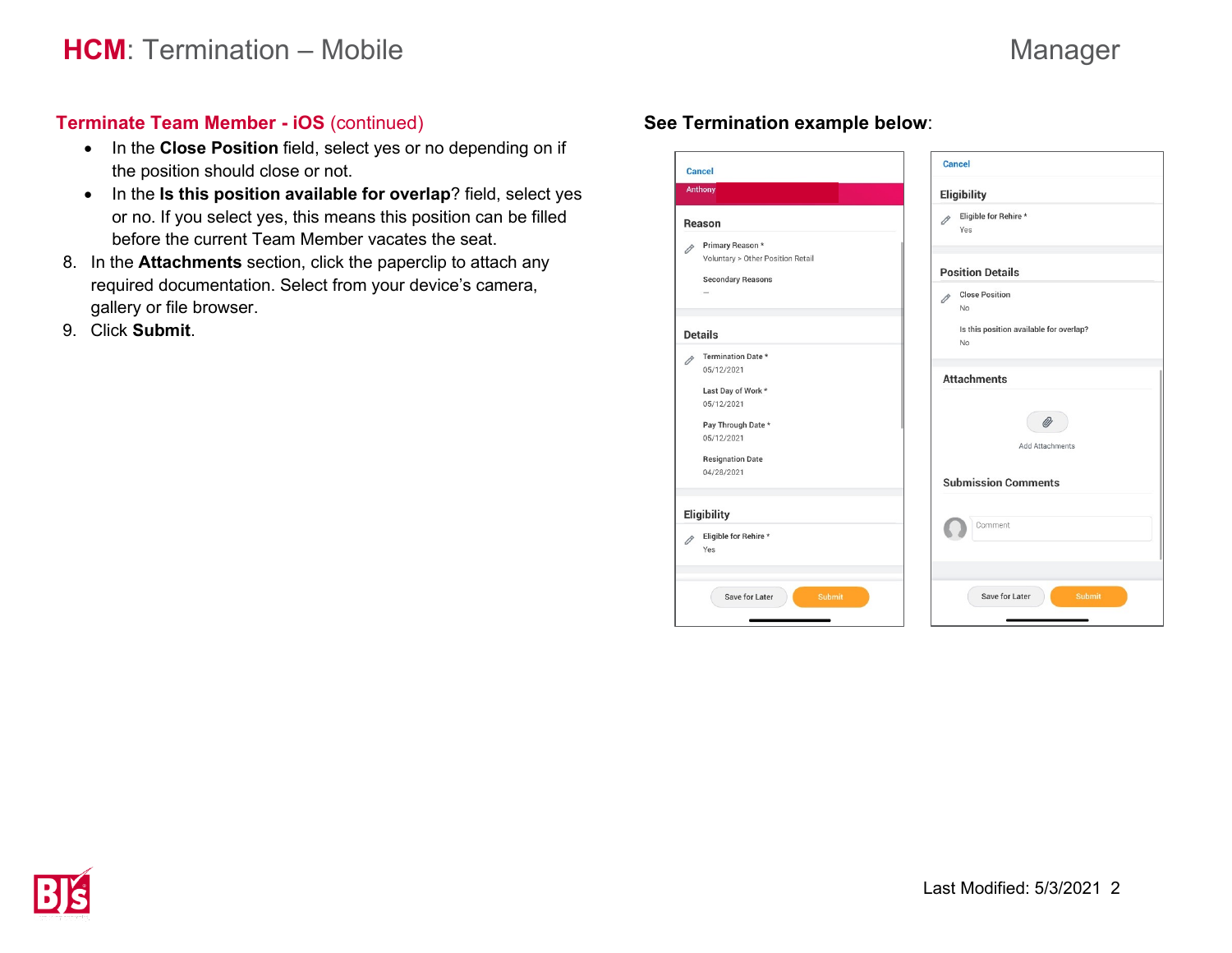## Terminate Team Member - iOS (continued)

- In the **Close Position** field, select yes or no depending on if the position should close or not.
- In the **Is this position available for overlap**? field, select yes or no. If you select yes, this means this position can be filled before the current Team Member vacates the seat.

8. In the **Attachments** section, click the paperclip to attach any required documentation. Select from your device's camera, gallery or file browser.
9. Click **Submit**.

**See Termination example below**: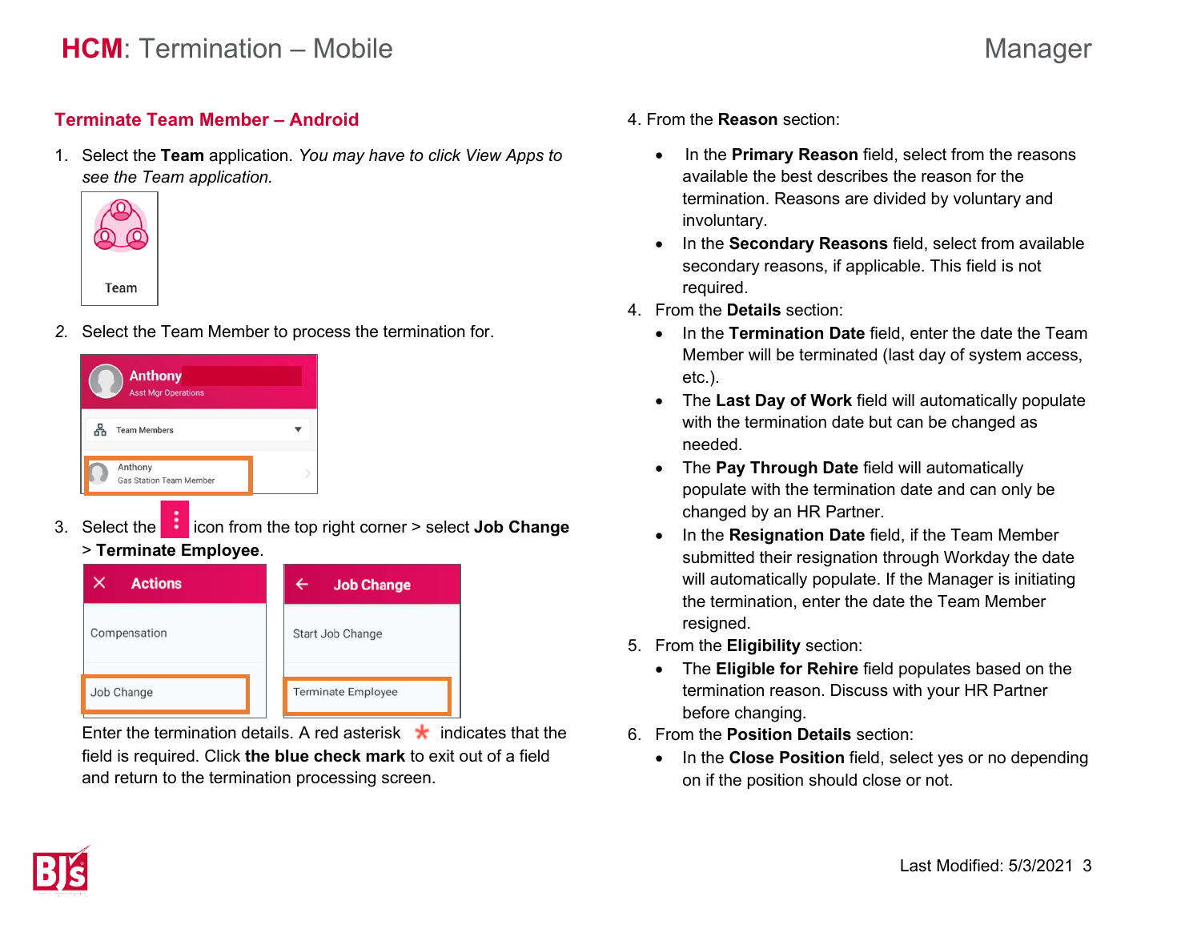# HCM: Termination – Mobile

Manager

## Terminate Team Member – Android

1. Select the **Team** application. *You may have to click View Apps to see the Team application.*

2. Select the Team Member to process the termination for.

3. Select the icon from the top right corner > select **Job Change** > **Terminate Employee**.

   Enter the termination details. A red asterisk * indicates that the field is required. Click **the blue check mark** to exit out of a field and return to the termination processing screen.

4. From the **Reason** section:
   - In the **Primary Reason** field, select from the reasons available the best describes the reason for the termination. Reasons are divided by voluntary and involuntary.
   - In the **Secondary Reasons** field, select from available secondary reasons, if applicable. This field is not required.

4. From the **Details** section:
   - In the **Termination Date** field, enter the date the Team Member will be terminated (last day of system access, etc.).
   - The **Last Day of Work** field will automatically populate with the termination date but can be changed as needed.
   - The **Pay Through Date** field will automatically populate with the termination date and can only be changed by an HR Partner.
   - In the **Resignation Date** field, if the Team Member submitted their resignation through Workday the date will automatically populate. If the Manager is initiating the termination, enter the date the Team Member resigned.

5. From the **Eligibility** section:
   - The **Eligible for Rehire** field populates based on the termination reason. Discuss with your HR Partner before changing.

6. From the **Position Details** section:
   - In the **Close Position** field, select yes or no depending on if the position should close or not.

Last Modified: 5/3/2021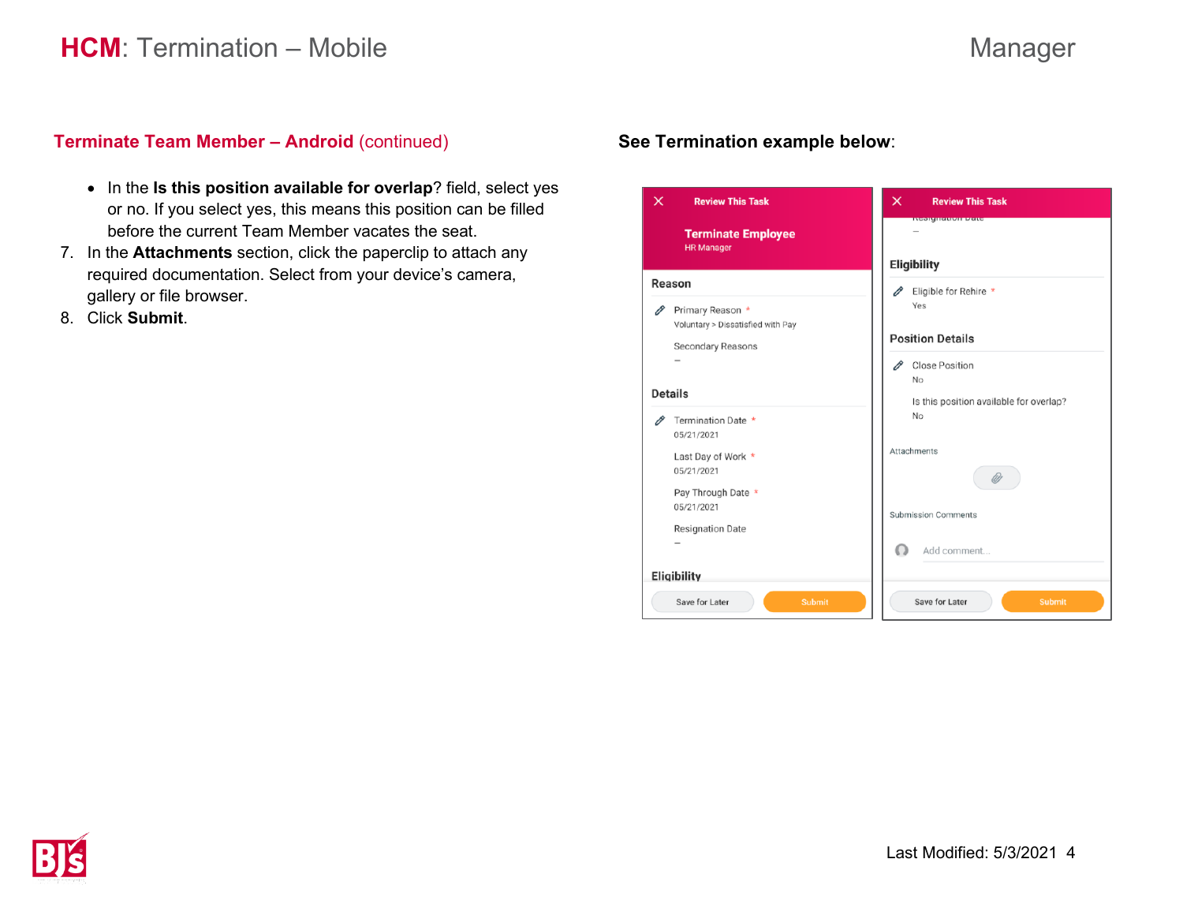## Terminate Team Member – Android (continued)

- In the **Is this position available for overlap**? field, select yes or no. If you select yes, this means this position can be filled before the current Team Member vacates the seat.

7. In the **Attachments** section, click the paperclip to attach any required documentation. Select from your device's camera, gallery or file browser.
8. Click **Submit**.

**See Termination example below**:

Review This Task

Terminate Employee
HR Manager

Reason

Primary Reason *
Voluntary > Dissatisfied with Pay

Secondary Reasons
–

Details

Termination Date *
05/21/2021

Last Day of Work *
05/21/2021

Pay Through Date *
05/21/2021

Resignation Date
–

Eligibility

Save for Later
Submit

Review This Task

Resignation Date
–

Eligibility

Eligible for Rehire *
Yes

Position Details

Close Position
No

Is this position available for overlap?
No

Attachments

Submission Comments

Add comment...

Save for Later
Submit